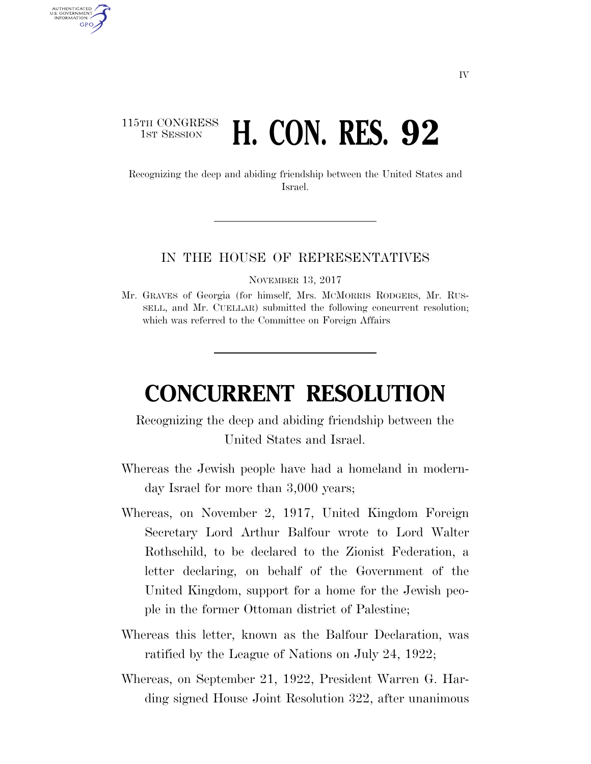115TH CONGRESS
1ST SESSION

# H. CON. RES. 92

Recognizing the deep and abiding friendship between the United States and Israel.

IN THE HOUSE OF REPRESENTATIVES

NOVEMBER 13, 2017

Mr. GRAVES of Georgia (for himself, Mrs. MCMORRIS RODGERS, Mr. RUSSELL, and Mr. CUELLAR) submitted the following concurrent resolution; which was referred to the Committee on Foreign Affairs

# CONCURRENT RESOLUTION

Recognizing the deep and abiding friendship between the United States and Israel.

Whereas the Jewish people have had a homeland in modern-day Israel for more than 3,000 years;

Whereas, on November 2, 1917, United Kingdom Foreign Secretary Lord Arthur Balfour wrote to Lord Walter Rothschild, to be declared to the Zionist Federation, a letter declaring, on behalf of the Government of the United Kingdom, support for a home for the Jewish people in the former Ottoman district of Palestine;

Whereas this letter, known as the Balfour Declaration, was ratified by the League of Nations on July 24, 1922;

Whereas, on September 21, 1922, President Warren G. Harding signed House Joint Resolution 322, after unanimous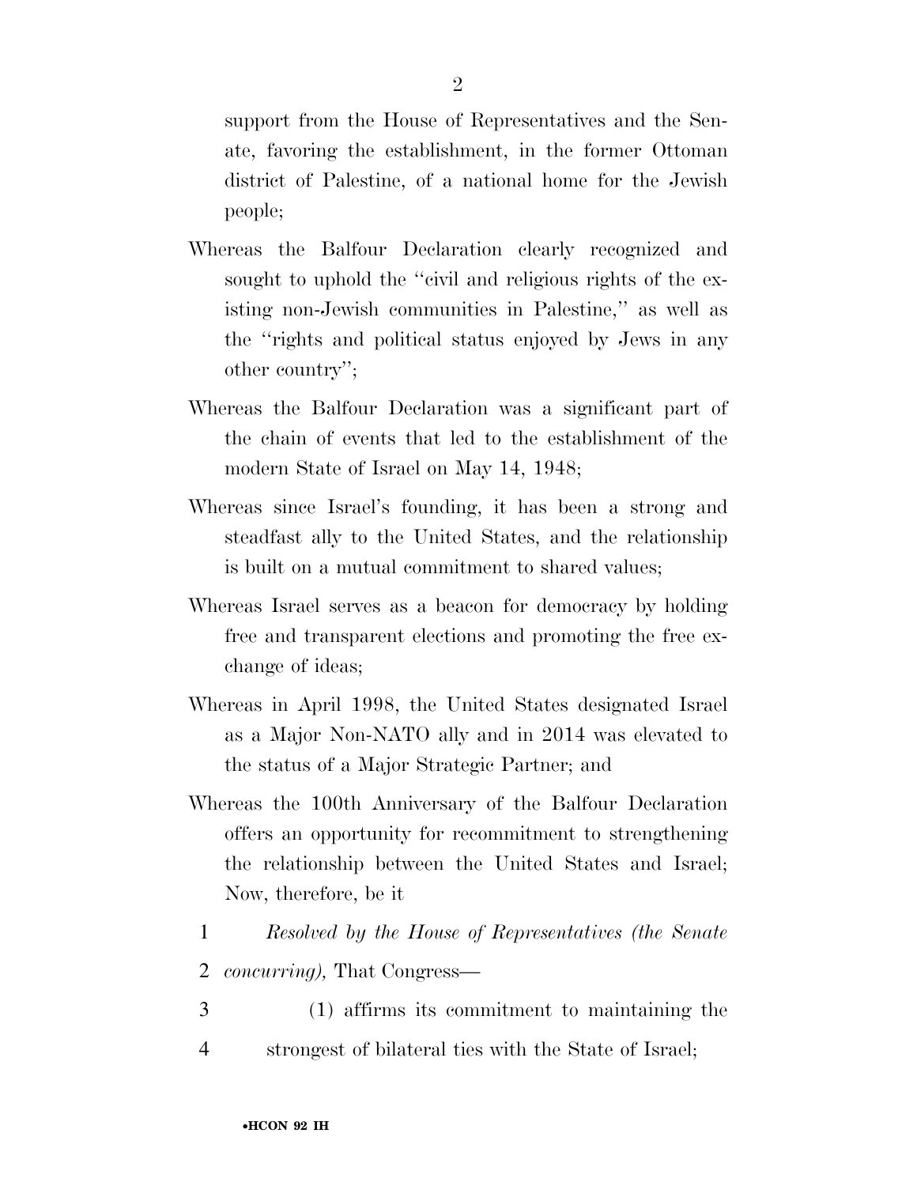support from the House of Representatives and the Senate, favoring the establishment, in the former Ottoman district of Palestine, of a national home for the Jewish people;

Whereas the Balfour Declaration clearly recognized and sought to uphold the ''civil and religious rights of the existing non-Jewish communities in Palestine,'' as well as the ''rights and political status enjoyed by Jews in any other country'';

Whereas the Balfour Declaration was a significant part of the chain of events that led to the establishment of the modern State of Israel on May 14, 1948;

Whereas since Israel's founding, it has been a strong and steadfast ally to the United States, and the relationship is built on a mutual commitment to shared values;

Whereas Israel serves as a beacon for democracy by holding free and transparent elections and promoting the free exchange of ideas;

Whereas in April 1998, the United States designated Israel as a Major Non-NATO ally and in 2014 was elevated to the status of a Major Strategic Partner; and

Whereas the 100th Anniversary of the Balfour Declaration offers an opportunity for recommitment to strengthening the relationship between the United States and Israel; Now, therefore, be it

1 *Resolved by the House of Representatives (the Senate*
2 *concurring),* That Congress—
3 (1) affirms its commitment to maintaining the
4 strongest of bilateral ties with the State of Israel;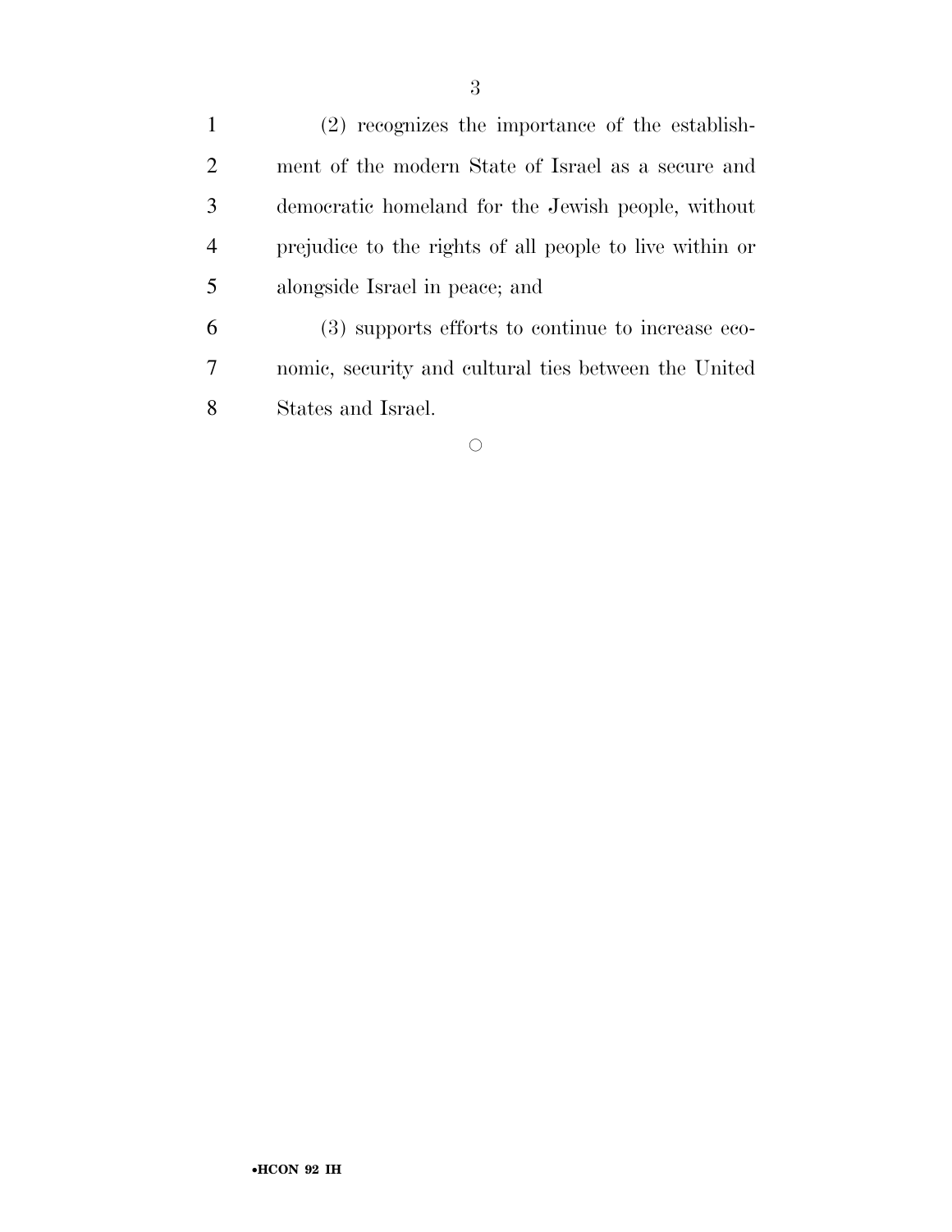(2) recognizes the importance of the establishment of the modern State of Israel as a secure and democratic homeland for the Jewish people, without prejudice to the rights of all people to live within or alongside Israel in peace; and

(3) supports efforts to continue to increase economic, security and cultural ties between the United States and Israel.

○